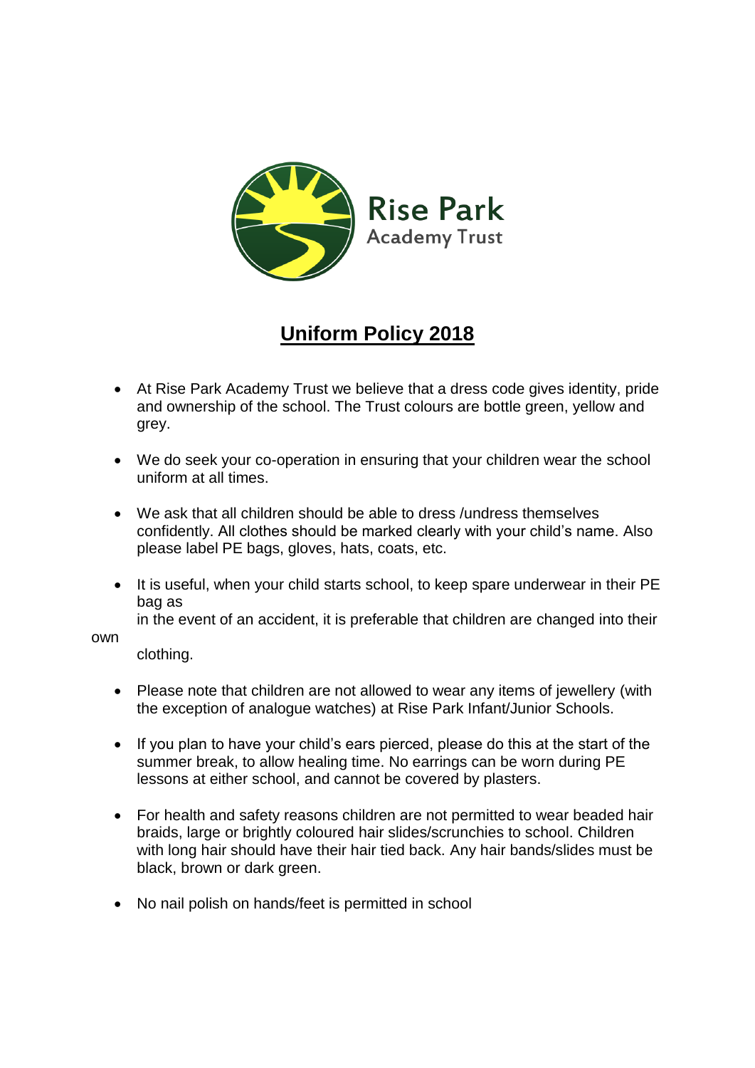Rise Park
Academy Trust

# Uniform Policy 2018

- At Rise Park Academy Trust we believe that a dress code gives identity, pride and ownership of the school. The Trust colours are bottle green, yellow and grey.

- We do seek your co-operation in ensuring that your children wear the school uniform at all times.

- We ask that all children should be able to dress /undress themselves confidently. All clothes should be marked clearly with your child's name. Also please label PE bags, gloves, hats, coats, etc.

- It is useful, when your child starts school, to keep spare underwear in their PE bag as in the event of an accident, it is preferable that children are changed into their own clothing.

- Please note that children are not allowed to wear any items of jewellery (with the exception of analogue watches) at Rise Park Infant/Junior Schools.

- If you plan to have your child's ears pierced, please do this at the start of the summer break, to allow healing time. No earrings can be worn during PE lessons at either school, and cannot be covered by plasters.

- For health and safety reasons children are not permitted to wear beaded hair braids, large or brightly coloured hair slides/scrunchies to school. Children with long hair should have their hair tied back. Any hair bands/slides must be black, brown or dark green.

- No nail polish on hands/feet is permitted in school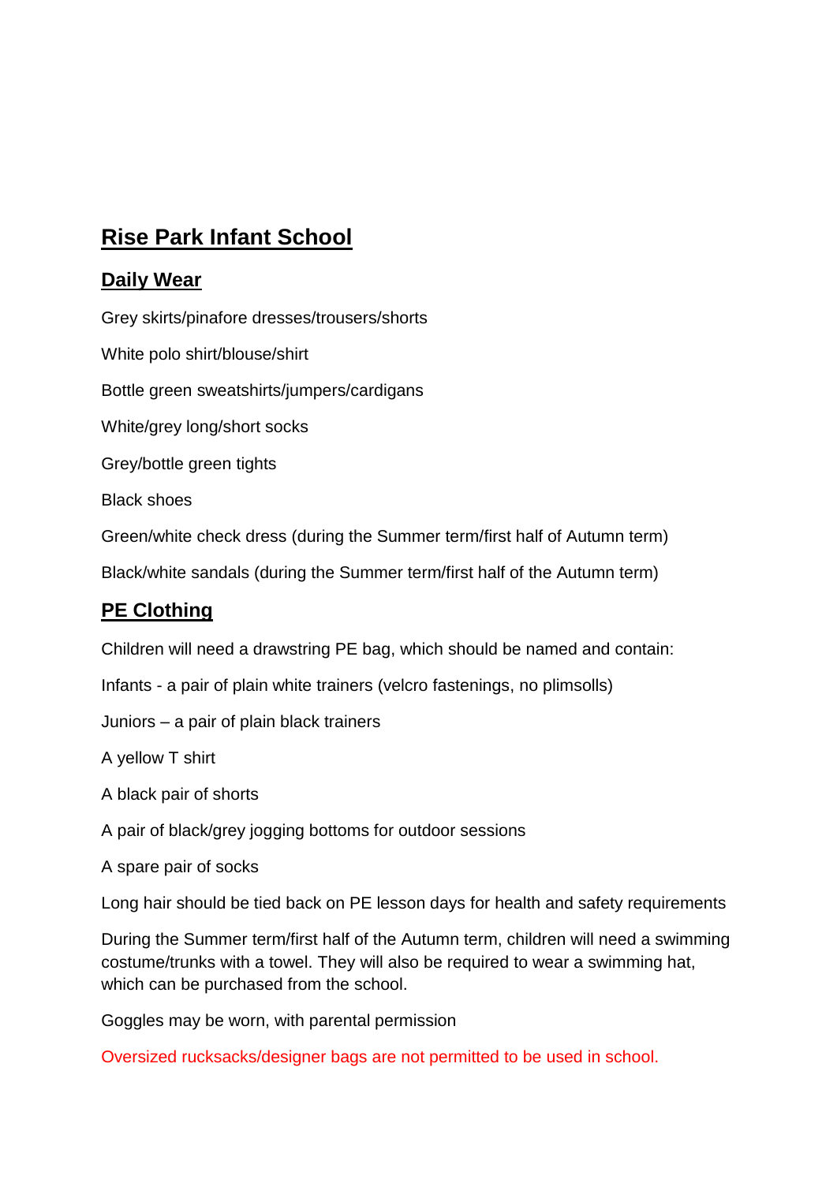# Rise Park Infant School

## Daily Wear

Grey skirts/pinafore dresses/trousers/shorts

White polo shirt/blouse/shirt

Bottle green sweatshirts/jumpers/cardigans

White/grey long/short socks

Grey/bottle green tights

Black shoes

Green/white check dress (during the Summer term/first half of Autumn term)

Black/white sandals (during the Summer term/first half of the Autumn term)

## PE Clothing

Children will need a drawstring PE bag, which should be named and contain:

Infants - a pair of plain white trainers (velcro fastenings, no plimsolls)

Juniors – a pair of plain black trainers

A yellow T shirt

A black pair of shorts

A pair of black/grey jogging bottoms for outdoor sessions

A spare pair of socks

Long hair should be tied back on PE lesson days for health and safety requirements

During the Summer term/first half of the Autumn term, children will need a swimming costume/trunks with a towel. They will also be required to wear a swimming hat, which can be purchased from the school.

Goggles may be worn, with parental permission

Oversized rucksacks/designer bags are not permitted to be used in school.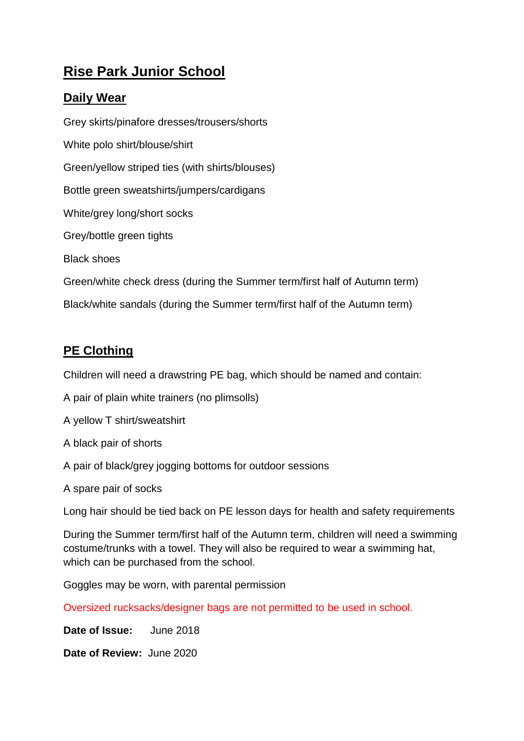# Rise Park Junior School

## Daily Wear

Grey skirts/pinafore dresses/trousers/shorts

White polo shirt/blouse/shirt

Green/yellow striped ties (with shirts/blouses)

Bottle green sweatshirts/jumpers/cardigans

White/grey long/short socks

Grey/bottle green tights

Black shoes

Green/white check dress (during the Summer term/first half of Autumn term)

Black/white sandals (during the Summer term/first half of the Autumn term)

## PE Clothing

Children will need a drawstring PE bag, which should be named and contain:

A pair of plain white trainers (no plimsolls)

A yellow T shirt/sweatshirt

A black pair of shorts

A pair of black/grey jogging bottoms for outdoor sessions

A spare pair of socks

Long hair should be tied back on PE lesson days for health and safety requirements

During the Summer term/first half of the Autumn term, children will need a swimming costume/trunks with a towel. They will also be required to wear a swimming hat, which can be purchased from the school.

Goggles may be worn, with parental permission

Oversized rucksacks/designer bags are not permitted to be used in school.

**Date of Issue:** June 2018

**Date of Review:** June 2020